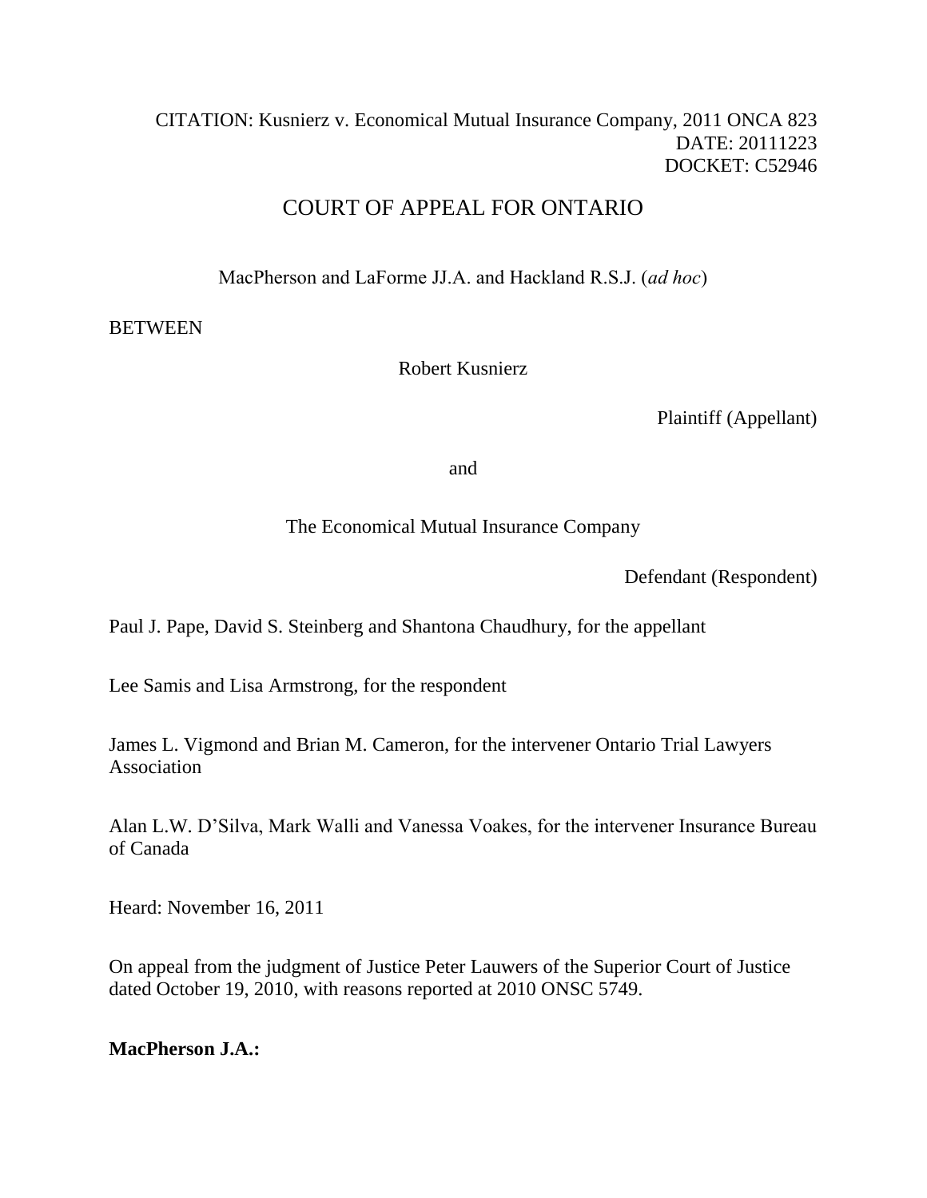CITATION: Kusnierz v. Economical Mutual Insurance Company, 2011 ONCA 823
DATE: 20111223
DOCKET: C52946

# COURT OF APPEAL FOR ONTARIO

MacPherson and LaForme JJ.A. and Hackland R.S.J. (*ad hoc*)

BETWEEN

Robert Kusnierz

Plaintiff (Appellant)

and

The Economical Mutual Insurance Company

Defendant (Respondent)

Paul J. Pape, David S. Steinberg and Shantona Chaudhury, for the appellant

Lee Samis and Lisa Armstrong, for the respondent

James L. Vigmond and Brian M. Cameron, for the intervener Ontario Trial Lawyers Association

Alan L.W. D'Silva, Mark Walli and Vanessa Voakes, for the intervener Insurance Bureau of Canada

Heard: November 16, 2011

On appeal from the judgment of Justice Peter Lauwers of the Superior Court of Justice dated October 19, 2010, with reasons reported at 2010 ONSC 5749.

**MacPherson J.A.:**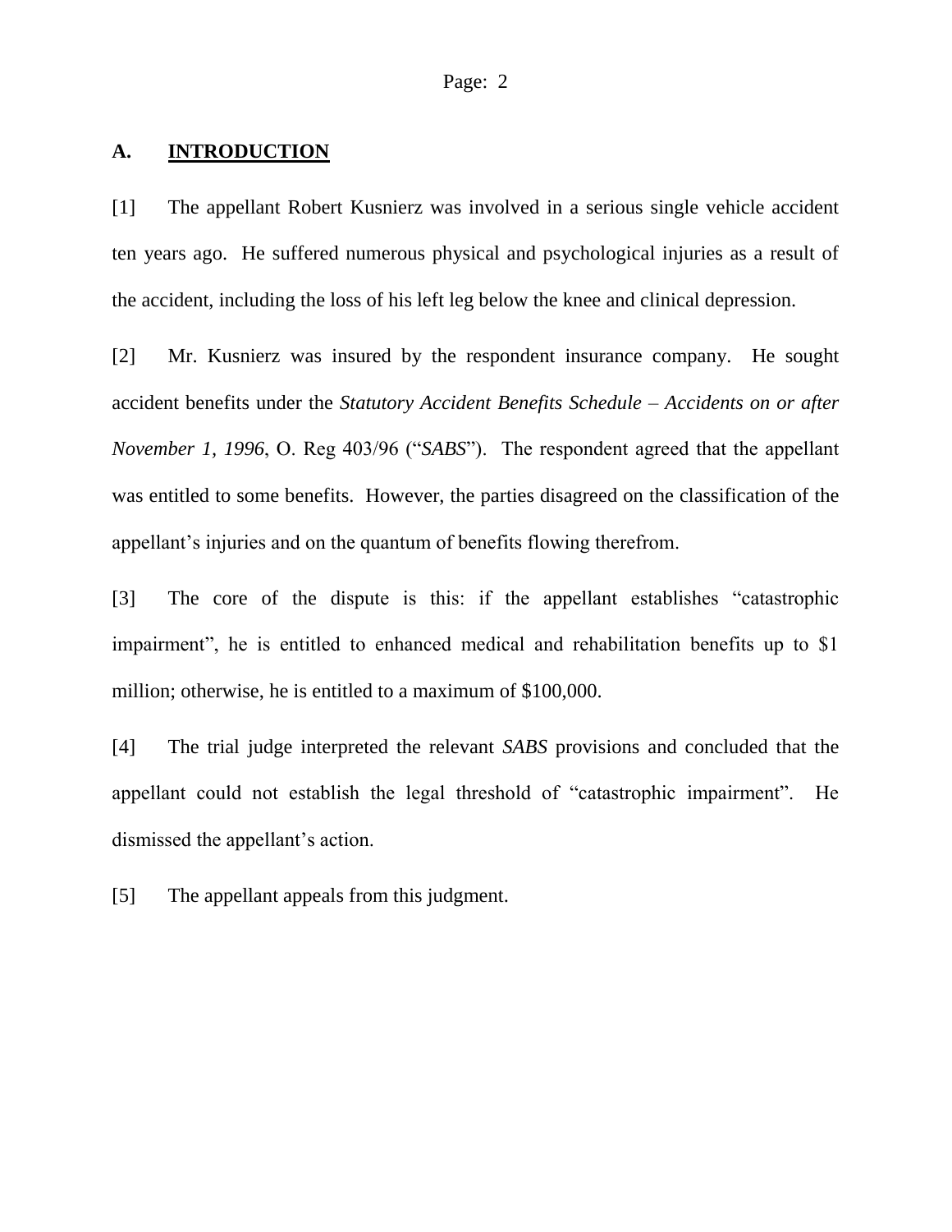## A. INTRODUCTION

[1] The appellant Robert Kusnierz was involved in a serious single vehicle accident ten years ago. He suffered numerous physical and psychological injuries as a result of the accident, including the loss of his left leg below the knee and clinical depression.

[2] Mr. Kusnierz was insured by the respondent insurance company. He sought accident benefits under the *Statutory Accident Benefits Schedule – Accidents on or after November 1, 1996*, O. Reg 403/96 ("*SABS*"). The respondent agreed that the appellant was entitled to some benefits. However, the parties disagreed on the classification of the appellant's injuries and on the quantum of benefits flowing therefrom.

[3] The core of the dispute is this: if the appellant establishes "catastrophic impairment", he is entitled to enhanced medical and rehabilitation benefits up to $1 million; otherwise, he is entitled to a maximum of $100,000.

[4] The trial judge interpreted the relevant *SABS* provisions and concluded that the appellant could not establish the legal threshold of "catastrophic impairment". He dismissed the appellant's action.

[5] The appellant appeals from this judgment.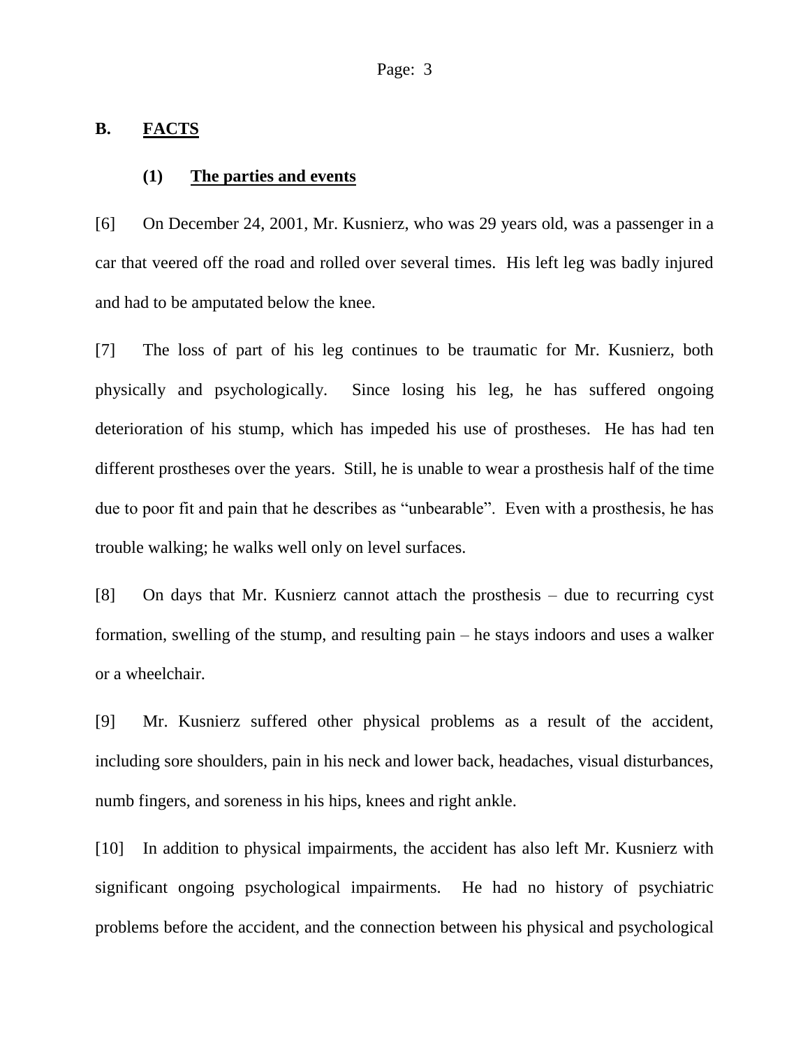## B. FACTS

### (1) The parties and events

[6] On December 24, 2001, Mr. Kusnierz, who was 29 years old, was a passenger in a car that veered off the road and rolled over several times. His left leg was badly injured and had to be amputated below the knee.

[7] The loss of part of his leg continues to be traumatic for Mr. Kusnierz, both physically and psychologically. Since losing his leg, he has suffered ongoing deterioration of his stump, which has impeded his use of prostheses. He has had ten different prostheses over the years. Still, he is unable to wear a prosthesis half of the time due to poor fit and pain that he describes as "unbearable". Even with a prosthesis, he has trouble walking; he walks well only on level surfaces.

[8] On days that Mr. Kusnierz cannot attach the prosthesis – due to recurring cyst formation, swelling of the stump, and resulting pain – he stays indoors and uses a walker or a wheelchair.

[9] Mr. Kusnierz suffered other physical problems as a result of the accident, including sore shoulders, pain in his neck and lower back, headaches, visual disturbances, numb fingers, and soreness in his hips, knees and right ankle.

[10] In addition to physical impairments, the accident has also left Mr. Kusnierz with significant ongoing psychological impairments. He had no history of psychiatric problems before the accident, and the connection between his physical and psychological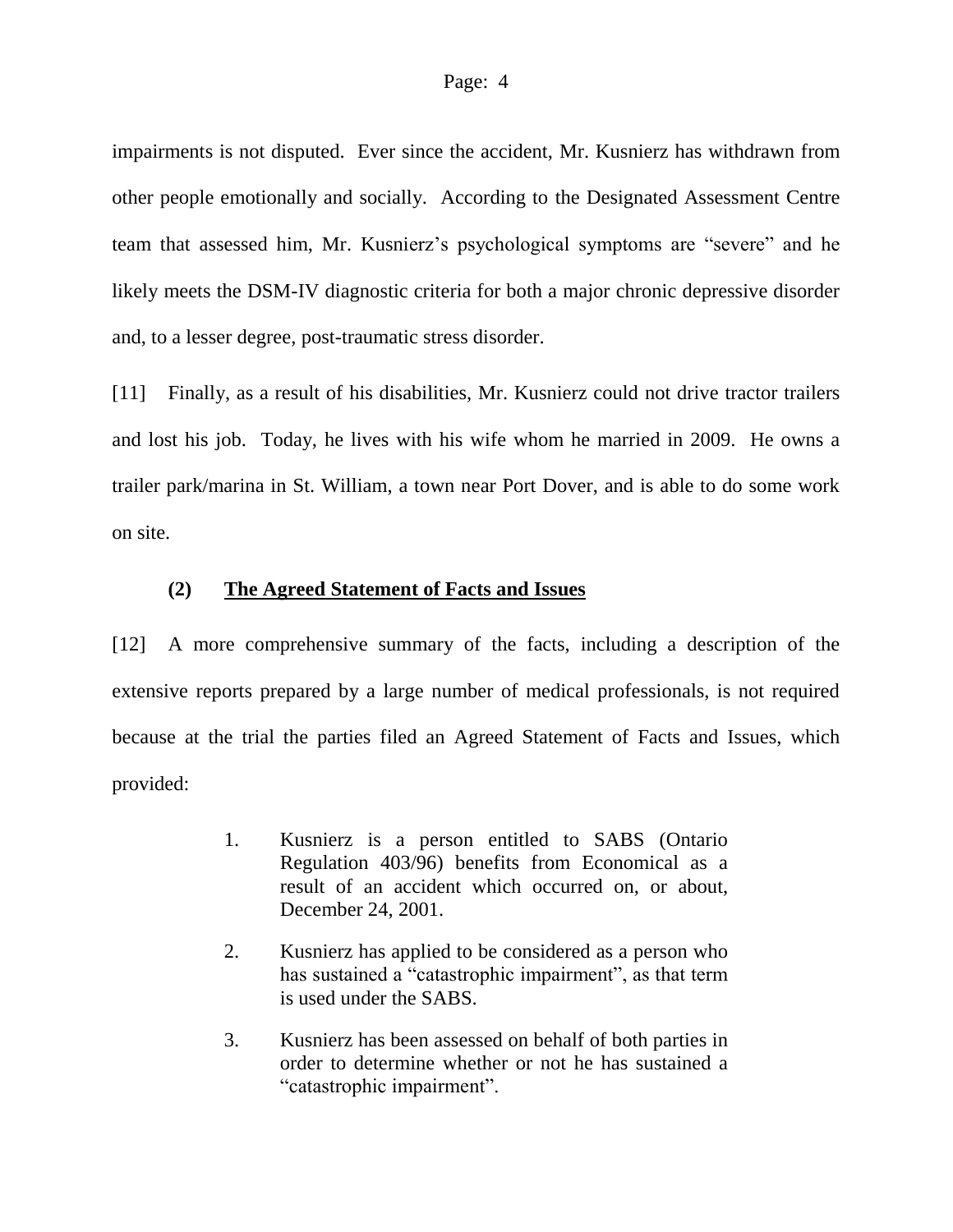impairments is not disputed. Ever since the accident, Mr. Kusnierz has withdrawn from other people emotionally and socially. According to the Designated Assessment Centre team that assessed him, Mr. Kusnierz's psychological symptoms are "severe" and he likely meets the DSM-IV diagnostic criteria for both a major chronic depressive disorder and, to a lesser degree, post-traumatic stress disorder.

[11] Finally, as a result of his disabilities, Mr. Kusnierz could not drive tractor trailers and lost his job. Today, he lives with his wife whom he married in 2009. He owns a trailer park/marina in St. William, a town near Port Dover, and is able to do some work on site.

### (2) The Agreed Statement of Facts and Issues

[12] A more comprehensive summary of the facts, including a description of the extensive reports prepared by a large number of medical professionals, is not required because at the trial the parties filed an Agreed Statement of Facts and Issues, which provided:

> 1. Kusnierz is a person entitled to SABS (Ontario Regulation 403/96) benefits from Economical as a result of an accident which occurred on, or about, December 24, 2001.
>
> 2. Kusnierz has applied to be considered as a person who has sustained a "catastrophic impairment", as that term is used under the SABS.
>
> 3. Kusnierz has been assessed on behalf of both parties in order to determine whether or not he has sustained a "catastrophic impairment".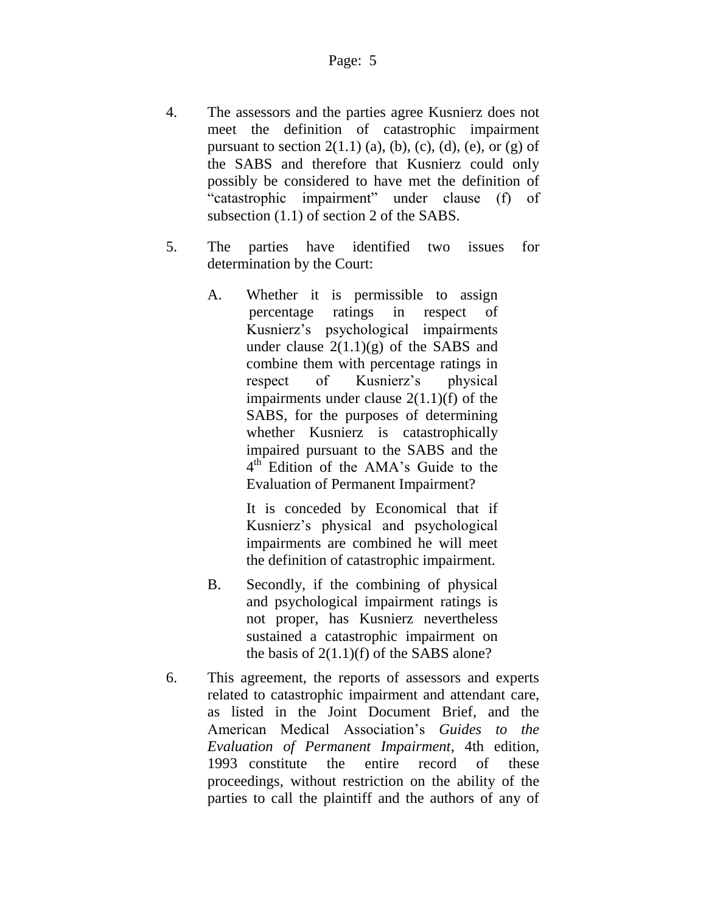4. The assessors and the parties agree Kusnierz does not meet the definition of catastrophic impairment pursuant to section 2(1.1) (a), (b), (c), (d), (e), or (g) of the SABS and therefore that Kusnierz could only possibly be considered to have met the definition of "catastrophic impairment" under clause (f) of subsection (1.1) of section 2 of the SABS.

5. The parties have identified two issues for determination by the Court:

   A. Whether it is permissible to assign percentage ratings in respect of Kusnierz's psychological impairments under clause 2(1.1)(g) of the SABS and combine them with percentage ratings in respect of Kusnierz's physical impairments under clause 2(1.1)(f) of the SABS, for the purposes of determining whether Kusnierz is catastrophically impaired pursuant to the SABS and the 4th Edition of the AMA's Guide to the Evaluation of Permanent Impairment?

      It is conceded by Economical that if Kusnierz's physical and psychological impairments are combined he will meet the definition of catastrophic impairment.

   B. Secondly, if the combining of physical and psychological impairment ratings is not proper, has Kusnierz nevertheless sustained a catastrophic impairment on the basis of 2(1.1)(f) of the SABS alone?

6. This agreement, the reports of assessors and experts related to catastrophic impairment and attendant care, as listed in the Joint Document Brief, and the American Medical Association's *Guides to the Evaluation of Permanent Impairment*, 4th edition, 1993 constitute the entire record of these proceedings, without restriction on the ability of the parties to call the plaintiff and the authors of any of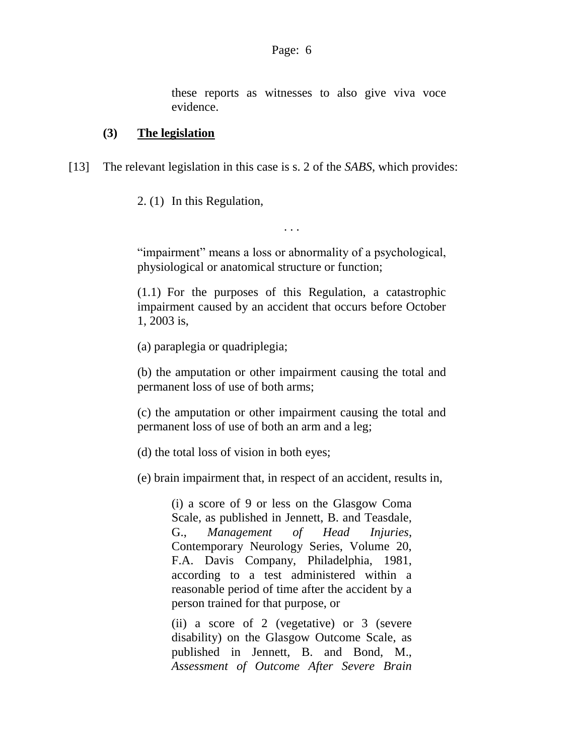these reports as witnesses to also give viva voce evidence.

### (3) The legislation

[13] The relevant legislation in this case is s. 2 of the *SABS*, which provides:

> 2. (1) In this Regulation,
>
> . . .
>
> "impairment" means a loss or abnormality of a psychological, physiological or anatomical structure or function;
>
> (1.1) For the purposes of this Regulation, a catastrophic impairment caused by an accident that occurs before October 1, 2003 is,
>
> (a) paraplegia or quadriplegia;
>
> (b) the amputation or other impairment causing the total and permanent loss of use of both arms;
>
> (c) the amputation or other impairment causing the total and permanent loss of use of both an arm and a leg;
>
> (d) the total loss of vision in both eyes;
>
> (e) brain impairment that, in respect of an accident, results in,
>
>> (i) a score of 9 or less on the Glasgow Coma Scale, as published in Jennett, B. and Teasdale, G., *Management of Head Injuries*, Contemporary Neurology Series, Volume 20, F.A. Davis Company, Philadelphia, 1981, according to a test administered within a reasonable period of time after the accident by a person trained for that purpose, or
>>
>> (ii) a score of 2 (vegetative) or 3 (severe disability) on the Glasgow Outcome Scale, as published in Jennett, B. and Bond, M., *Assessment of Outcome After Severe Brain*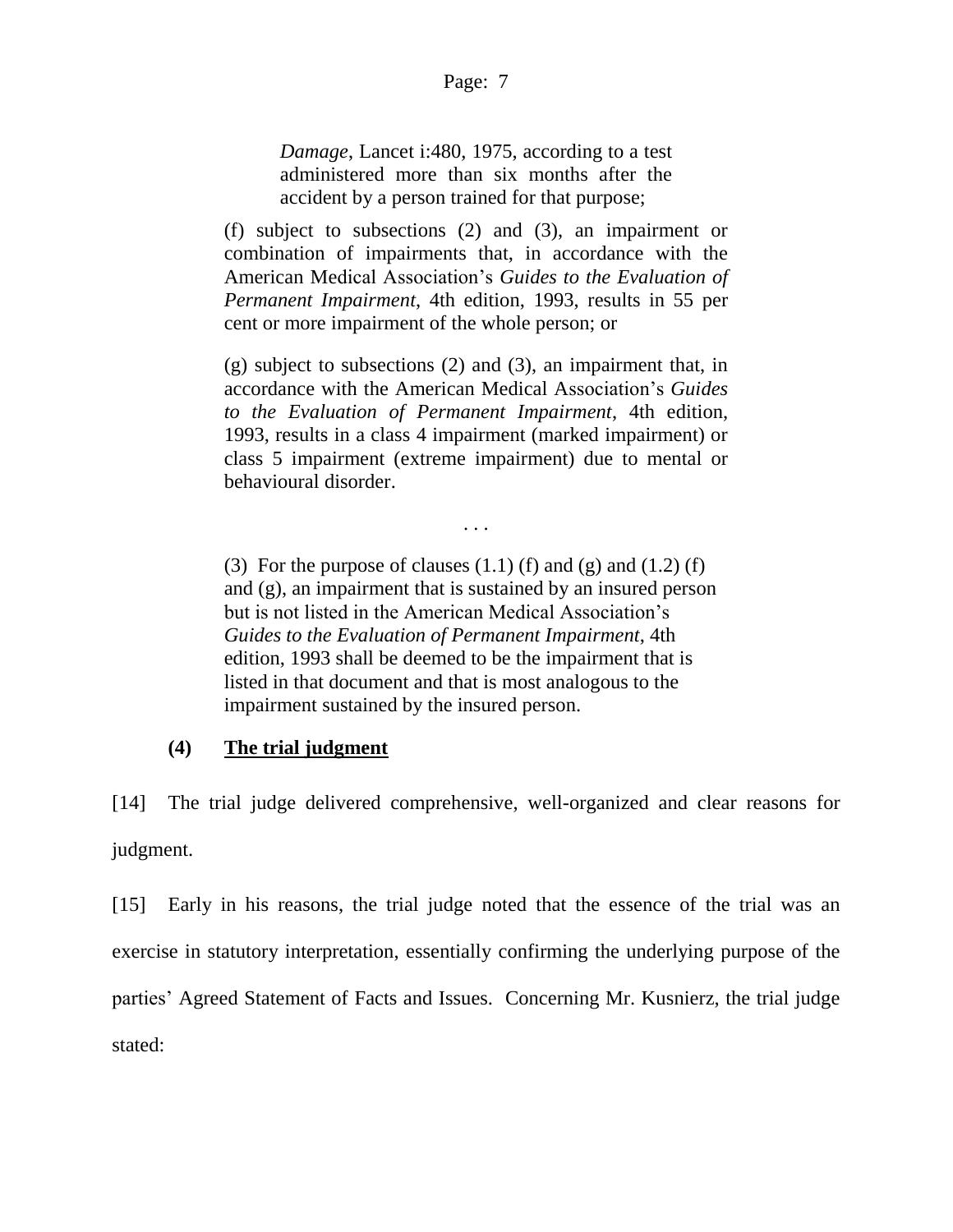> *Damage*, Lancet i:480, 1975, according to a test administered more than six months after the accident by a person trained for that purpose;
>
> (f) subject to subsections (2) and (3), an impairment or combination of impairments that, in accordance with the American Medical Association's *Guides to the Evaluation of Permanent Impairment*, 4th edition, 1993, results in 55 per cent or more impairment of the whole person; or
>
> (g) subject to subsections (2) and (3), an impairment that, in accordance with the American Medical Association's *Guides to the Evaluation of Permanent Impairment*, 4th edition, 1993, results in a class 4 impairment (marked impairment) or class 5 impairment (extreme impairment) due to mental or behavioural disorder.
>
> . . .
>
> (3) For the purpose of clauses (1.1) (f) and (g) and (1.2) (f) and (g), an impairment that is sustained by an insured person but is not listed in the American Medical Association's *Guides to the Evaluation of Permanent Impairment*, 4th edition, 1993 shall be deemed to be the impairment that is listed in that document and that is most analogous to the impairment sustained by the insured person.

### (4) The trial judgment

[14] The trial judge delivered comprehensive, well-organized and clear reasons for judgment.

[15] Early in his reasons, the trial judge noted that the essence of the trial was an exercise in statutory interpretation, essentially confirming the underlying purpose of the parties' Agreed Statement of Facts and Issues. Concerning Mr. Kusnierz, the trial judge stated: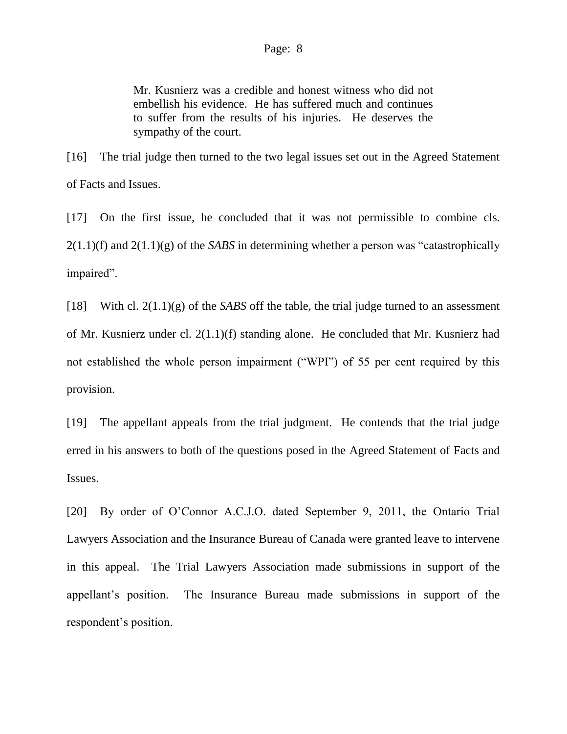> Mr. Kusnierz was a credible and honest witness who did not embellish his evidence. He has suffered much and continues to suffer from the results of his injuries. He deserves the sympathy of the court.

[16] The trial judge then turned to the two legal issues set out in the Agreed Statement of Facts and Issues.

[17] On the first issue, he concluded that it was not permissible to combine cls. 2(1.1)(f) and 2(1.1)(g) of the *SABS* in determining whether a person was "catastrophically impaired".

[18] With cl. 2(1.1)(g) of the *SABS* off the table, the trial judge turned to an assessment of Mr. Kusnierz under cl. 2(1.1)(f) standing alone. He concluded that Mr. Kusnierz had not established the whole person impairment ("WPI") of 55 per cent required by this provision.

[19] The appellant appeals from the trial judgment. He contends that the trial judge erred in his answers to both of the questions posed in the Agreed Statement of Facts and Issues.

[20] By order of O'Connor A.C.J.O. dated September 9, 2011, the Ontario Trial Lawyers Association and the Insurance Bureau of Canada were granted leave to intervene in this appeal. The Trial Lawyers Association made submissions in support of the appellant's position. The Insurance Bureau made submissions in support of the respondent's position.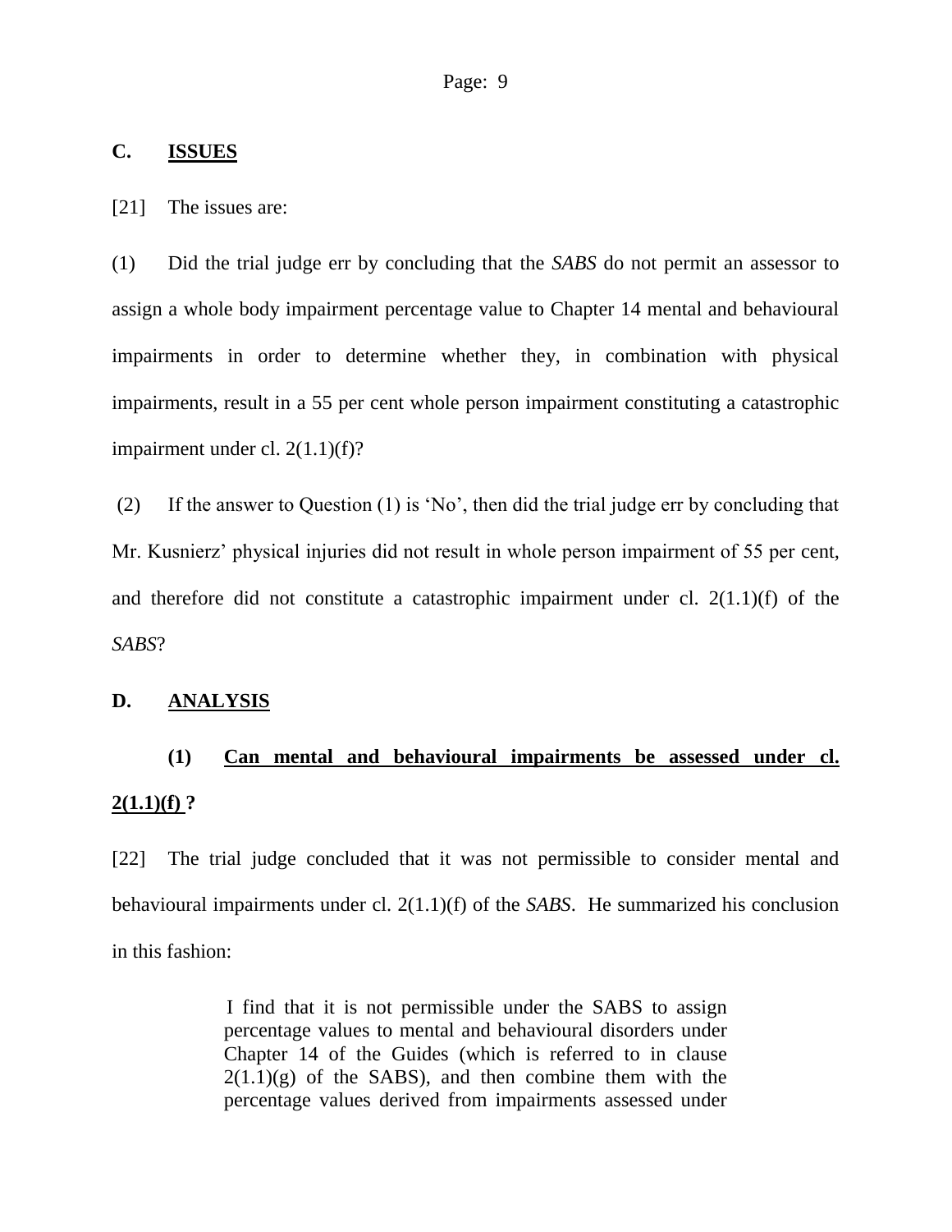## C. ISSUES

[21] The issues are:

(1) Did the trial judge err by concluding that the *SABS* do not permit an assessor to assign a whole body impairment percentage value to Chapter 14 mental and behavioural impairments in order to determine whether they, in combination with physical impairments, result in a 55 per cent whole person impairment constituting a catastrophic impairment under cl. 2(1.1)(f)?

(2) If the answer to Question (1) is 'No', then did the trial judge err by concluding that Mr. Kusnierz' physical injuries did not result in whole person impairment of 55 per cent, and therefore did not constitute a catastrophic impairment under cl. 2(1.1)(f) of the *SABS*?

## D. ANALYSIS

### (1) Can mental and behavioural impairments be assessed under cl. 2(1.1)(f) ?

[22] The trial judge concluded that it was not permissible to consider mental and behavioural impairments under cl. 2(1.1)(f) of the *SABS*. He summarized his conclusion in this fashion:

> I find that it is not permissible under the SABS to assign percentage values to mental and behavioural disorders under Chapter 14 of the Guides (which is referred to in clause 2(1.1)(g) of the SABS), and then combine them with the percentage values derived from impairments assessed under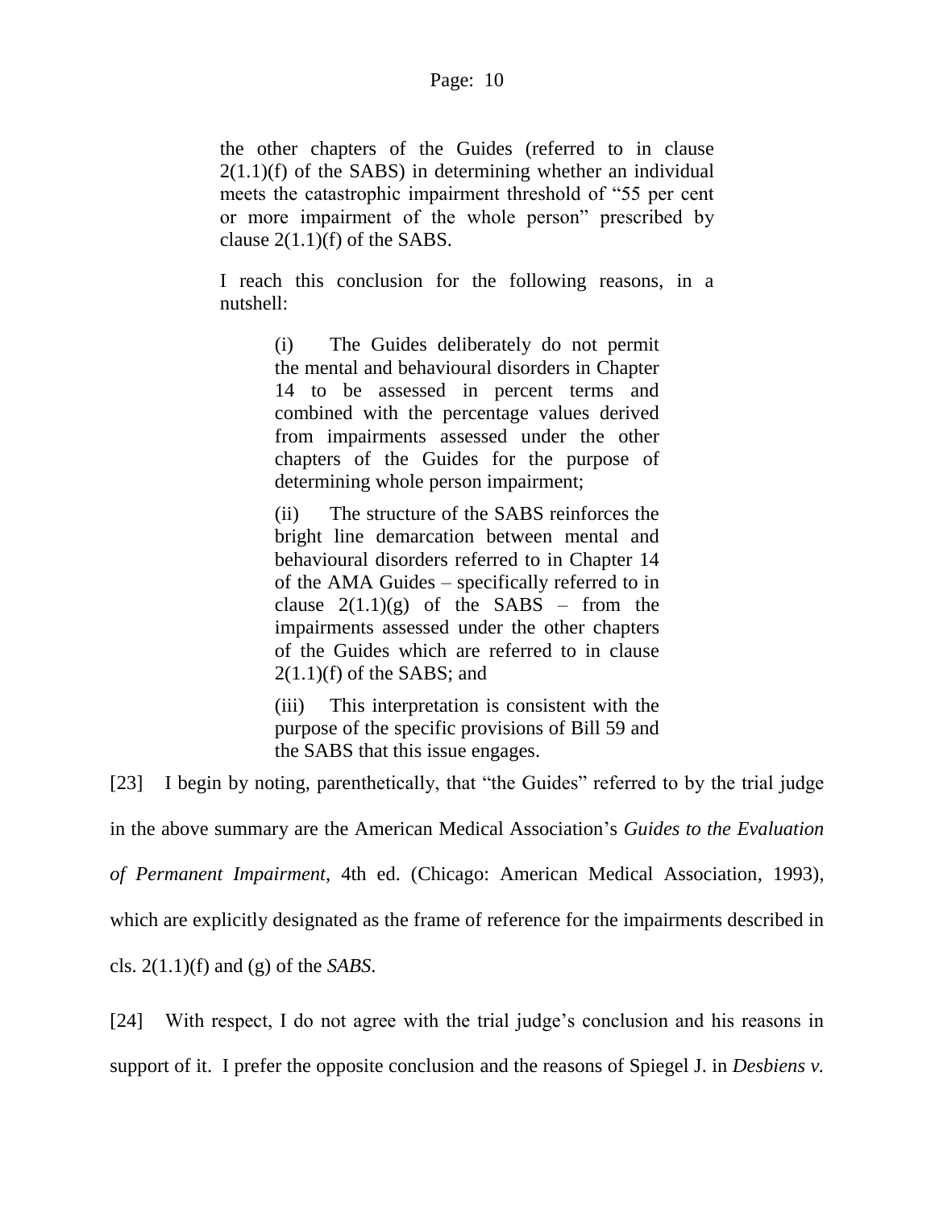> the other chapters of the Guides (referred to in clause 2(1.1)(f) of the SABS) in determining whether an individual meets the catastrophic impairment threshold of "55 per cent or more impairment of the whole person" prescribed by clause 2(1.1)(f) of the SABS.
>
> I reach this conclusion for the following reasons, in a nutshell:
>
> > (i) The Guides deliberately do not permit the mental and behavioural disorders in Chapter 14 to be assessed in percent terms and combined with the percentage values derived from impairments assessed under the other chapters of the Guides for the purpose of determining whole person impairment;
> >
> > (ii) The structure of the SABS reinforces the bright line demarcation between mental and behavioural disorders referred to in Chapter 14 of the AMA Guides – specifically referred to in clause 2(1.1)(g) of the SABS – from the impairments assessed under the other chapters of the Guides which are referred to in clause 2(1.1)(f) of the SABS; and
> >
> > (iii) This interpretation is consistent with the purpose of the specific provisions of Bill 59 and the SABS that this issue engages.

[23] I begin by noting, parenthetically, that "the Guides" referred to by the trial judge in the above summary are the American Medical Association's *Guides to the Evaluation of Permanent Impairment*, 4th ed. (Chicago: American Medical Association, 1993), which are explicitly designated as the frame of reference for the impairments described in cls. 2(1.1)(f) and (g) of the *SABS*.

[24] With respect, I do not agree with the trial judge's conclusion and his reasons in support of it. I prefer the opposite conclusion and the reasons of Spiegel J. in *Desbiens v.*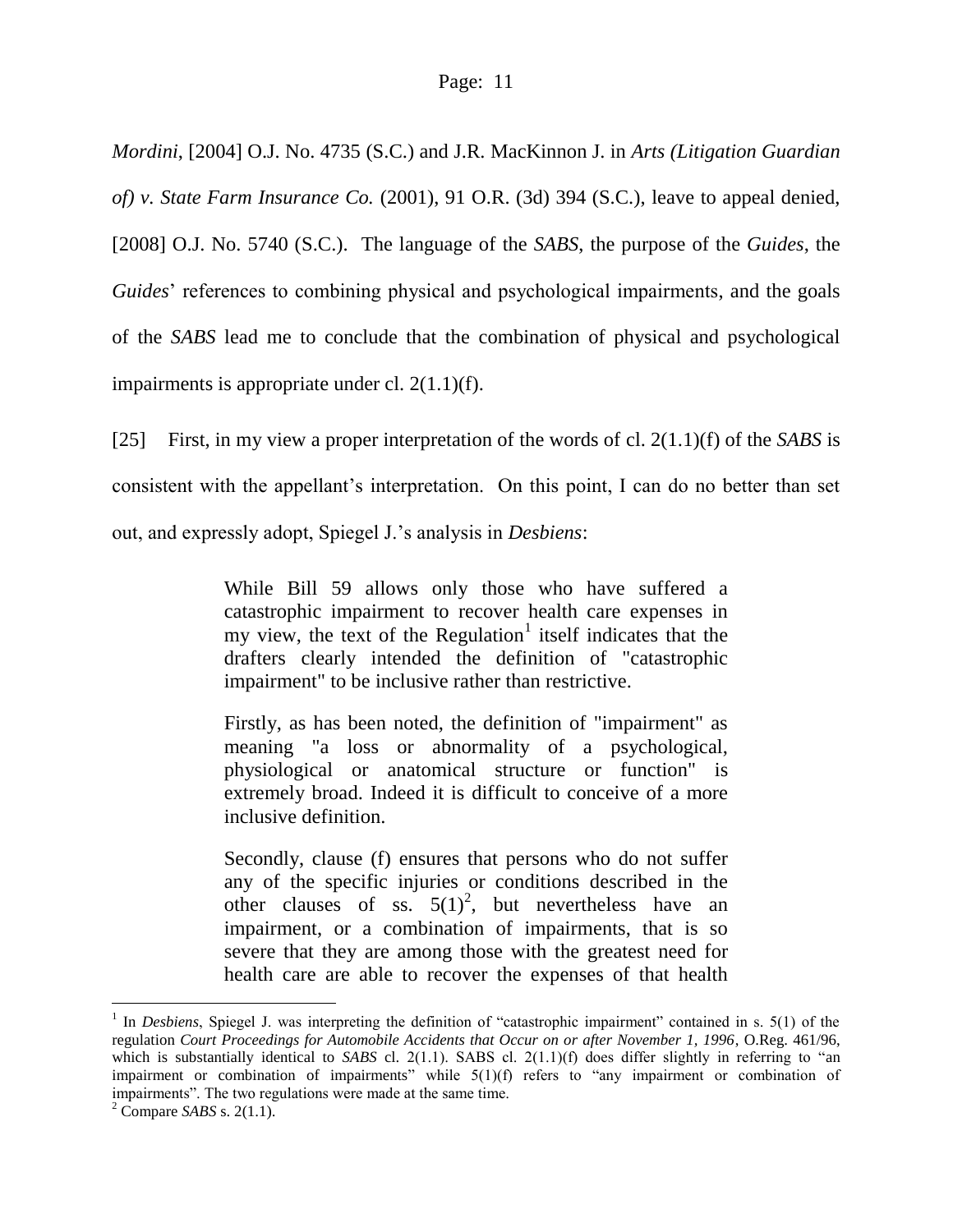*Mordini*, [2004] O.J. No. 4735 (S.C.) and J.R. MacKinnon J. in *Arts (Litigation Guardian of) v. State Farm Insurance Co.* (2001), 91 O.R. (3d) 394 (S.C.), leave to appeal denied, [2008] O.J. No. 5740 (S.C.). The language of the *SABS*, the purpose of the *Guides*, the *Guides*' references to combining physical and psychological impairments, and the goals of the *SABS* lead me to conclude that the combination of physical and psychological impairments is appropriate under cl. 2(1.1)(f).

[25] First, in my view a proper interpretation of the words of cl. 2(1.1)(f) of the *SABS* is consistent with the appellant's interpretation. On this point, I can do no better than set out, and expressly adopt, Spiegel J.'s analysis in *Desbiens*:

> While Bill 59 allows only those who have suffered a catastrophic impairment to recover health care expenses in my view, the text of the Regulation[1] itself indicates that the drafters clearly intended the definition of "catastrophic impairment" to be inclusive rather than restrictive.
>
> Firstly, as has been noted, the definition of "impairment" as meaning "a loss or abnormality of a psychological, physiological or anatomical structure or function" is extremely broad. Indeed it is difficult to conceive of a more inclusive definition.
>
> Secondly, clause (f) ensures that persons who do not suffer any of the specific injuries or conditions described in the other clauses of ss. 5(1)[2], but nevertheless have an impairment, or a combination of impairments, that is so severe that they are among those with the greatest need for health care are able to recover the expenses of that health

---

[1] In *Desbiens*, Spiegel J. was interpreting the definition of "catastrophic impairment" contained in s. 5(1) of the regulation *Court Proceedings for Automobile Accidents that Occur on or after November 1, 1996*, O.Reg. 461/96, which is substantially identical to *SABS* cl. 2(1.1). SABS cl. 2(1.1)(f) does differ slightly in referring to "an impairment or combination of impairments" while 5(1)(f) refers to "any impairment or combination of impairments". The two regulations were made at the same time.

[2] Compare *SABS* s. 2(1.1).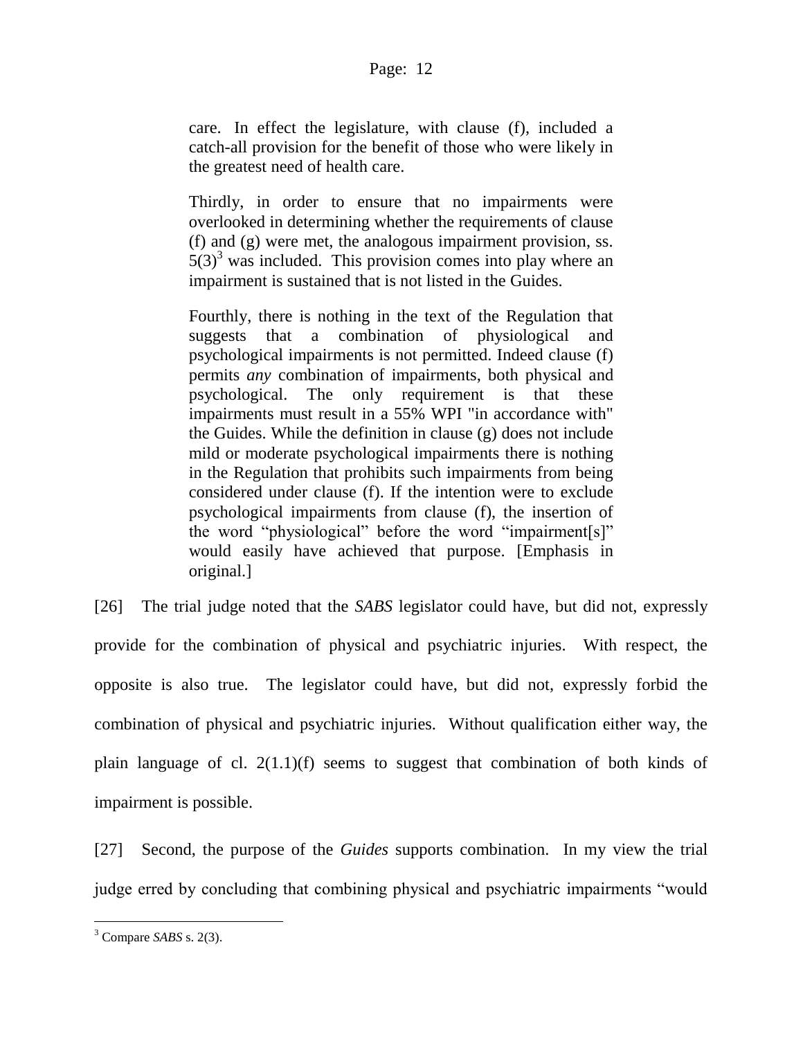> care. In effect the legislature, with clause (f), included a catch-all provision for the benefit of those who were likely in the greatest need of health care.
>
> Thirdly, in order to ensure that no impairments were overlooked in determining whether the requirements of clause (f) and (g) were met, the analogous impairment provision, ss. 5(3)[3] was included. This provision comes into play where an impairment is sustained that is not listed in the Guides.
>
> Fourthly, there is nothing in the text of the Regulation that suggests that a combination of physiological and psychological impairments is not permitted. Indeed clause (f) permits *any* combination of impairments, both physical and psychological. The only requirement is that these impairments must result in a 55% WPI "in accordance with" the Guides. While the definition in clause (g) does not include mild or moderate psychological impairments there is nothing in the Regulation that prohibits such impairments from being considered under clause (f). If the intention were to exclude psychological impairments from clause (f), the insertion of the word "physiological" before the word "impairment[s]" would easily have achieved that purpose. [Emphasis in original.]

[26] The trial judge noted that the *SABS* legislator could have, but did not, expressly provide for the combination of physical and psychiatric injuries. With respect, the opposite is also true. The legislator could have, but did not, expressly forbid the combination of physical and psychiatric injuries. Without qualification either way, the plain language of cl. 2(1.1)(f) seems to suggest that combination of both kinds of impairment is possible.

[27] Second, the purpose of the *Guides* supports combination. In my view the trial judge erred by concluding that combining physical and psychiatric impairments "would

---

[3] Compare *SABS* s. 2(3).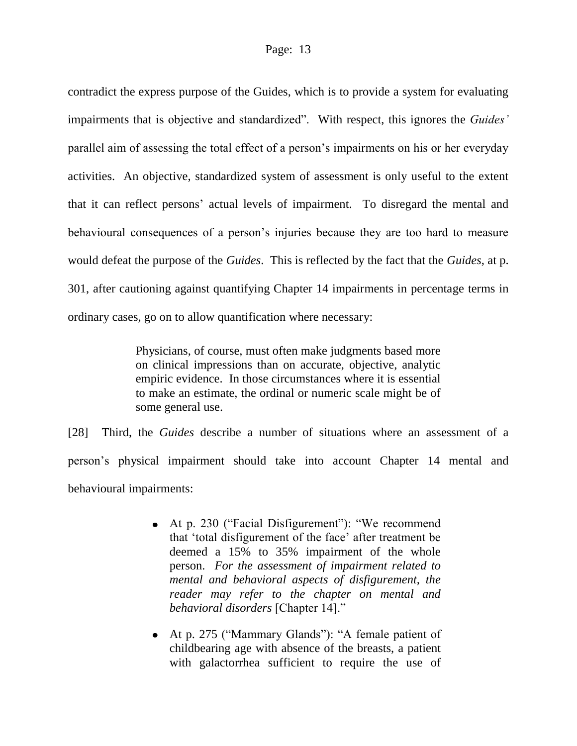contradict the express purpose of the Guides, which is to provide a system for evaluating impairments that is objective and standardized". With respect, this ignores the *Guides'* parallel aim of assessing the total effect of a person's impairments on his or her everyday activities. An objective, standardized system of assessment is only useful to the extent that it can reflect persons' actual levels of impairment. To disregard the mental and behavioural consequences of a person's injuries because they are too hard to measure would defeat the purpose of the *Guides*. This is reflected by the fact that the *Guides*, at p. 301, after cautioning against quantifying Chapter 14 impairments in percentage terms in ordinary cases, go on to allow quantification where necessary:

> Physicians, of course, must often make judgments based more on clinical impressions than on accurate, objective, analytic empiric evidence. In those circumstances where it is essential to make an estimate, the ordinal or numeric scale might be of some general use.

[28] Third, the *Guides* describe a number of situations where an assessment of a person's physical impairment should take into account Chapter 14 mental and behavioural impairments:

> - At p. 230 ("Facial Disfigurement"): "We recommend that 'total disfigurement of the face' after treatment be deemed a 15% to 35% impairment of the whole person. *For the assessment of impairment related to mental and behavioral aspects of disfigurement, the reader may refer to the chapter on mental and behavioral disorders* [Chapter 14]."
>
> - At p. 275 ("Mammary Glands"): "A female patient of childbearing age with absence of the breasts, a patient with galactorrhea sufficient to require the use of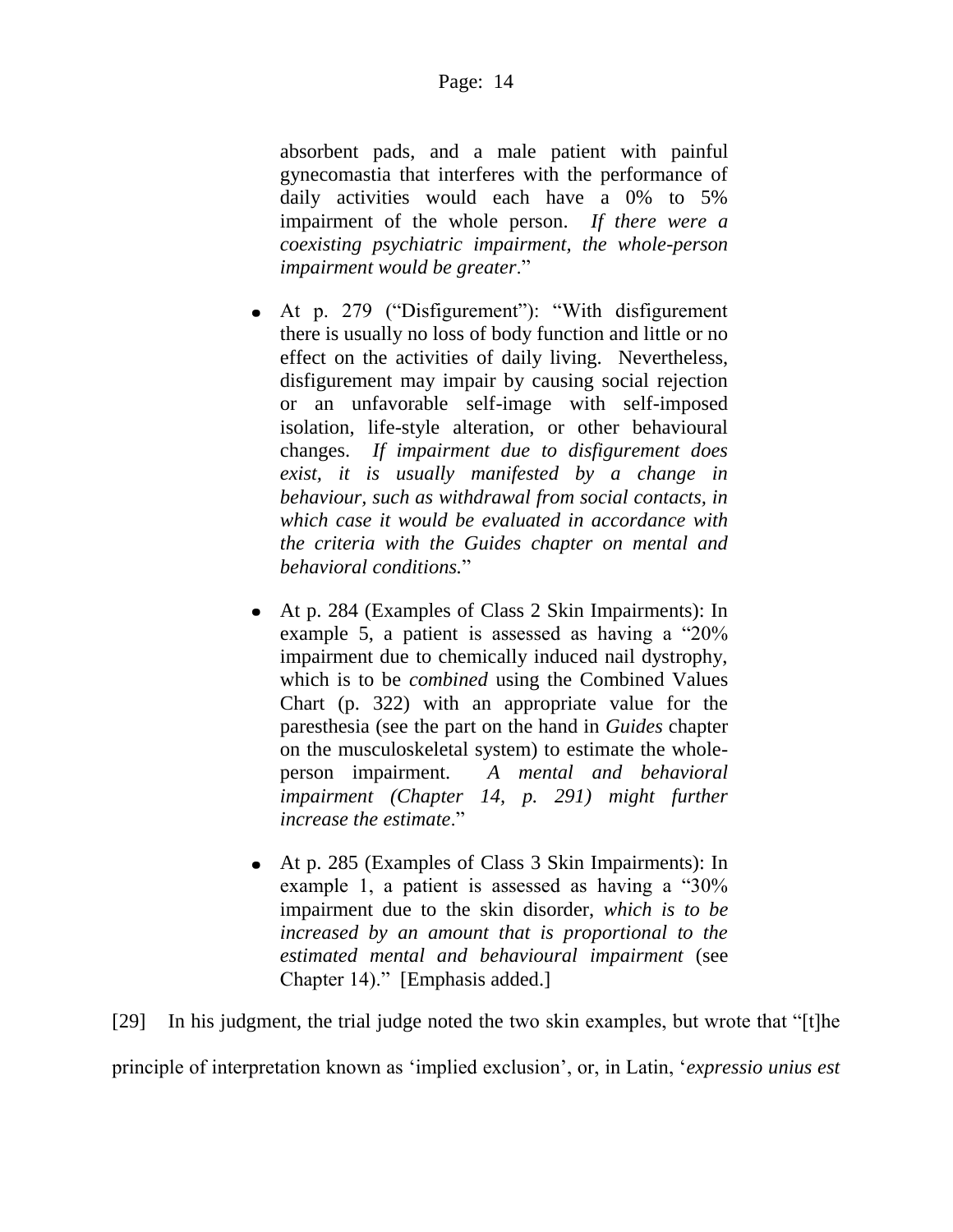> absorbent pads, and a male patient with painful gynecomastia that interferes with the performance of daily activities would each have a 0% to 5% impairment of the whole person. *If there were a coexisting psychiatric impairment, the whole-person impairment would be greater*."
>
> - At p. 279 ("Disfigurement"): "With disfigurement there is usually no loss of body function and little or no effect on the activities of daily living. Nevertheless, disfigurement may impair by causing social rejection or an unfavorable self-image with self-imposed isolation, life-style alteration, or other behavioural changes. *If impairment due to disfigurement does exist, it is usually manifested by a change in behaviour, such as withdrawal from social contacts, in which case it would be evaluated in accordance with the criteria with the Guides chapter on mental and behavioral conditions.*"
> - At p. 284 (Examples of Class 2 Skin Impairments): In example 5, a patient is assessed as having a "20% impairment due to chemically induced nail dystrophy, which is to be *combined* using the Combined Values Chart (p. 322) with an appropriate value for the paresthesia (see the part on the hand in *Guides* chapter on the musculoskeletal system) to estimate the whole-person impairment. *A mental and behavioral impairment (Chapter 14, p. 291) might further increase the estimate*."
> - At p. 285 (Examples of Class 3 Skin Impairments): In example 1, a patient is assessed as having a "30% impairment due to the skin disorder, *which is to be increased by an amount that is proportional to the estimated mental and behavioural impairment* (see Chapter 14)." [Emphasis added.]

[29] In his judgment, the trial judge noted the two skin examples, but wrote that "[t]he principle of interpretation known as 'implied exclusion', or, in Latin, '*expressio unius est*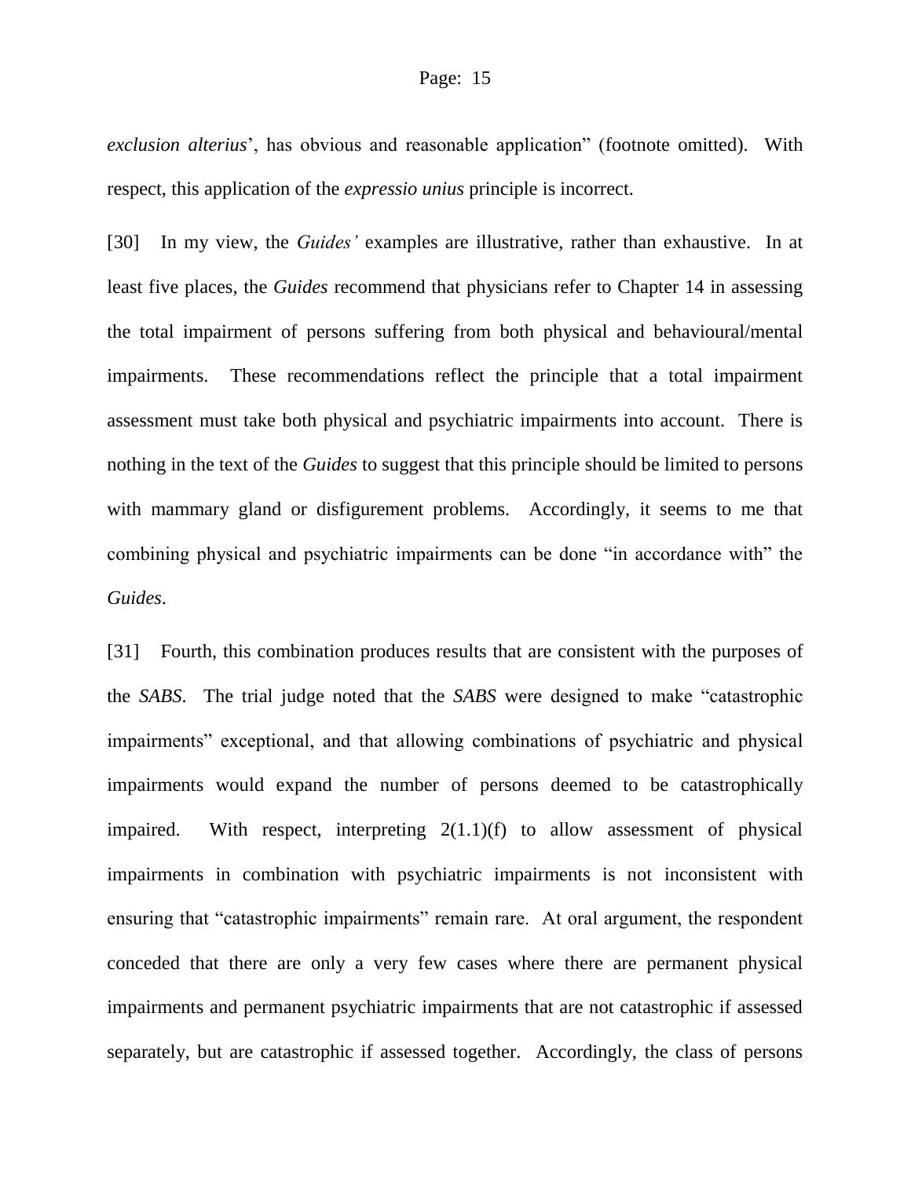*exclusion alterius*', has obvious and reasonable application" (footnote omitted). With respect, this application of the *expressio unius* principle is incorrect.

[30] In my view, the *Guides'* examples are illustrative, rather than exhaustive. In at least five places, the *Guides* recommend that physicians refer to Chapter 14 in assessing the total impairment of persons suffering from both physical and behavioural/mental impairments. These recommendations reflect the principle that a total impairment assessment must take both physical and psychiatric impairments into account. There is nothing in the text of the *Guides* to suggest that this principle should be limited to persons with mammary gland or disfigurement problems. Accordingly, it seems to me that combining physical and psychiatric impairments can be done "in accordance with" the *Guides*.

[31] Fourth, this combination produces results that are consistent with the purposes of the *SABS*. The trial judge noted that the *SABS* were designed to make "catastrophic impairments" exceptional, and that allowing combinations of psychiatric and physical impairments would expand the number of persons deemed to be catastrophically impaired. With respect, interpreting 2(1.1)(f) to allow assessment of physical impairments in combination with psychiatric impairments is not inconsistent with ensuring that "catastrophic impairments" remain rare. At oral argument, the respondent conceded that there are only a very few cases where there are permanent physical impairments and permanent psychiatric impairments that are not catastrophic if assessed separately, but are catastrophic if assessed together. Accordingly, the class of persons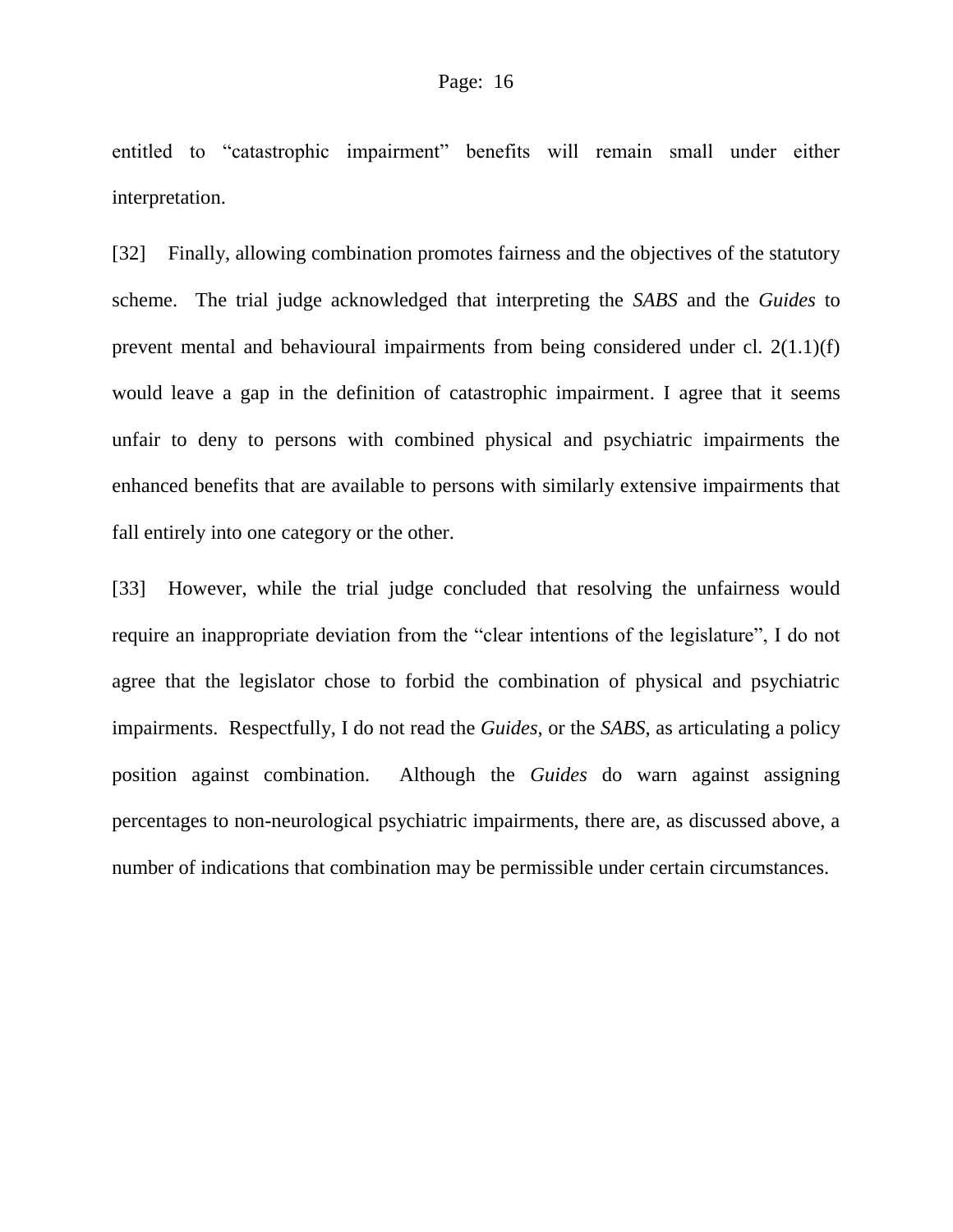entitled to "catastrophic impairment" benefits will remain small under either interpretation.

[32] Finally, allowing combination promotes fairness and the objectives of the statutory scheme. The trial judge acknowledged that interpreting the *SABS* and the *Guides* to prevent mental and behavioural impairments from being considered under cl. 2(1.1)(f) would leave a gap in the definition of catastrophic impairment. I agree that it seems unfair to deny to persons with combined physical and psychiatric impairments the enhanced benefits that are available to persons with similarly extensive impairments that fall entirely into one category or the other.

[33] However, while the trial judge concluded that resolving the unfairness would require an inappropriate deviation from the "clear intentions of the legislature", I do not agree that the legislator chose to forbid the combination of physical and psychiatric impairments. Respectfully, I do not read the *Guides*, or the *SABS*, as articulating a policy position against combination. Although the *Guides* do warn against assigning percentages to non-neurological psychiatric impairments, there are, as discussed above, a number of indications that combination may be permissible under certain circumstances.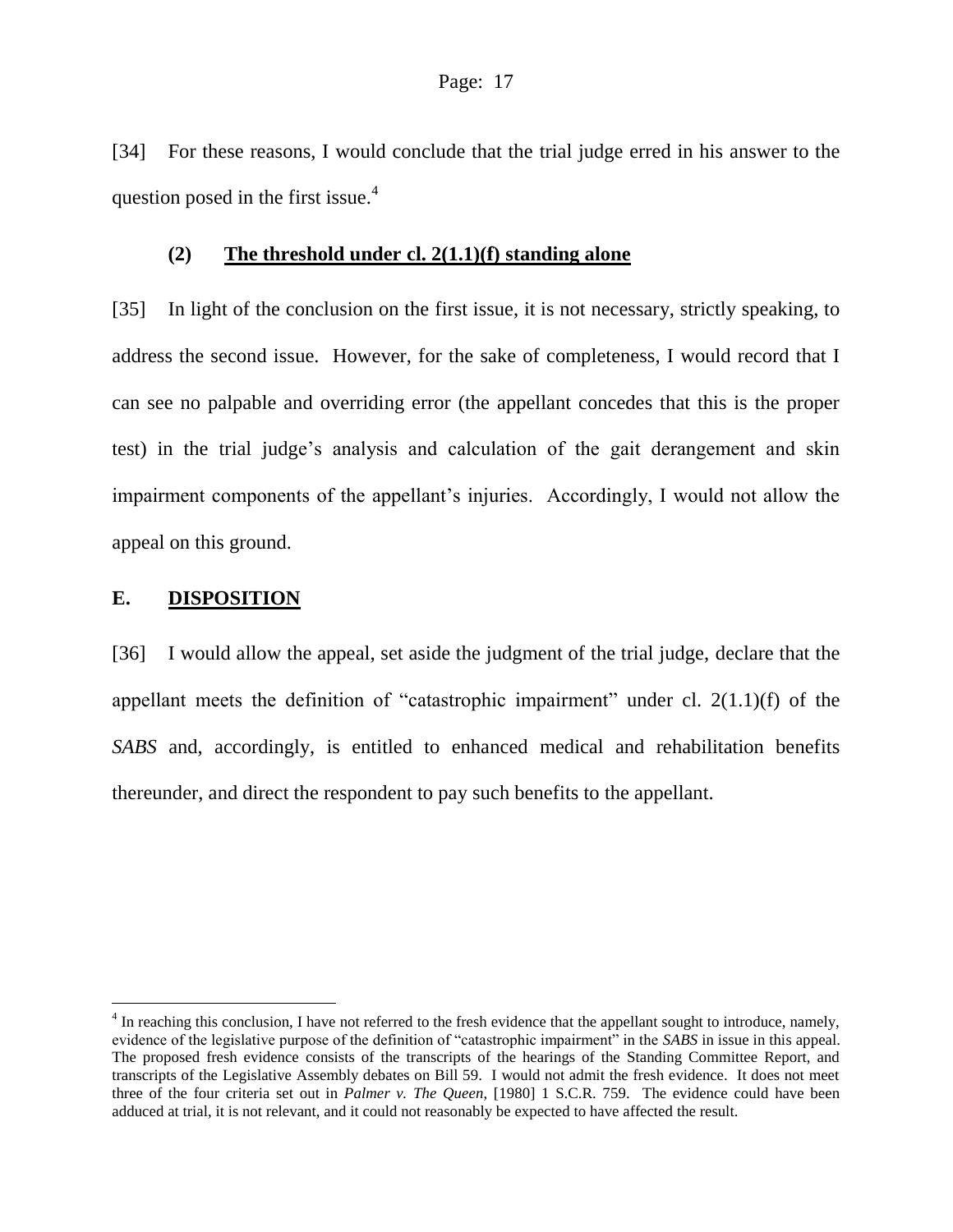[34] For these reasons, I would conclude that the trial judge erred in his answer to the question posed in the first issue.[4]

### (2) The threshold under cl. 2(1.1)(f) standing alone

[35] In light of the conclusion on the first issue, it is not necessary, strictly speaking, to address the second issue. However, for the sake of completeness, I would record that I can see no palpable and overriding error (the appellant concedes that this is the proper test) in the trial judge's analysis and calculation of the gait derangement and skin impairment components of the appellant's injuries. Accordingly, I would not allow the appeal on this ground.

## E. DISPOSITION

[36] I would allow the appeal, set aside the judgment of the trial judge, declare that the appellant meets the definition of "catastrophic impairment" under cl. 2(1.1)(f) of the *SABS* and, accordingly, is entitled to enhanced medical and rehabilitation benefits thereunder, and direct the respondent to pay such benefits to the appellant.

---

[4] In reaching this conclusion, I have not referred to the fresh evidence that the appellant sought to introduce, namely, evidence of the legislative purpose of the definition of "catastrophic impairment" in the *SABS* in issue in this appeal. The proposed fresh evidence consists of the transcripts of the hearings of the Standing Committee Report, and transcripts of the Legislative Assembly debates on Bill 59. I would not admit the fresh evidence. It does not meet three of the four criteria set out in *Palmer v. The Queen*, [1980] 1 S.C.R. 759. The evidence could have been adduced at trial, it is not relevant, and it could not reasonably be expected to have affected the result.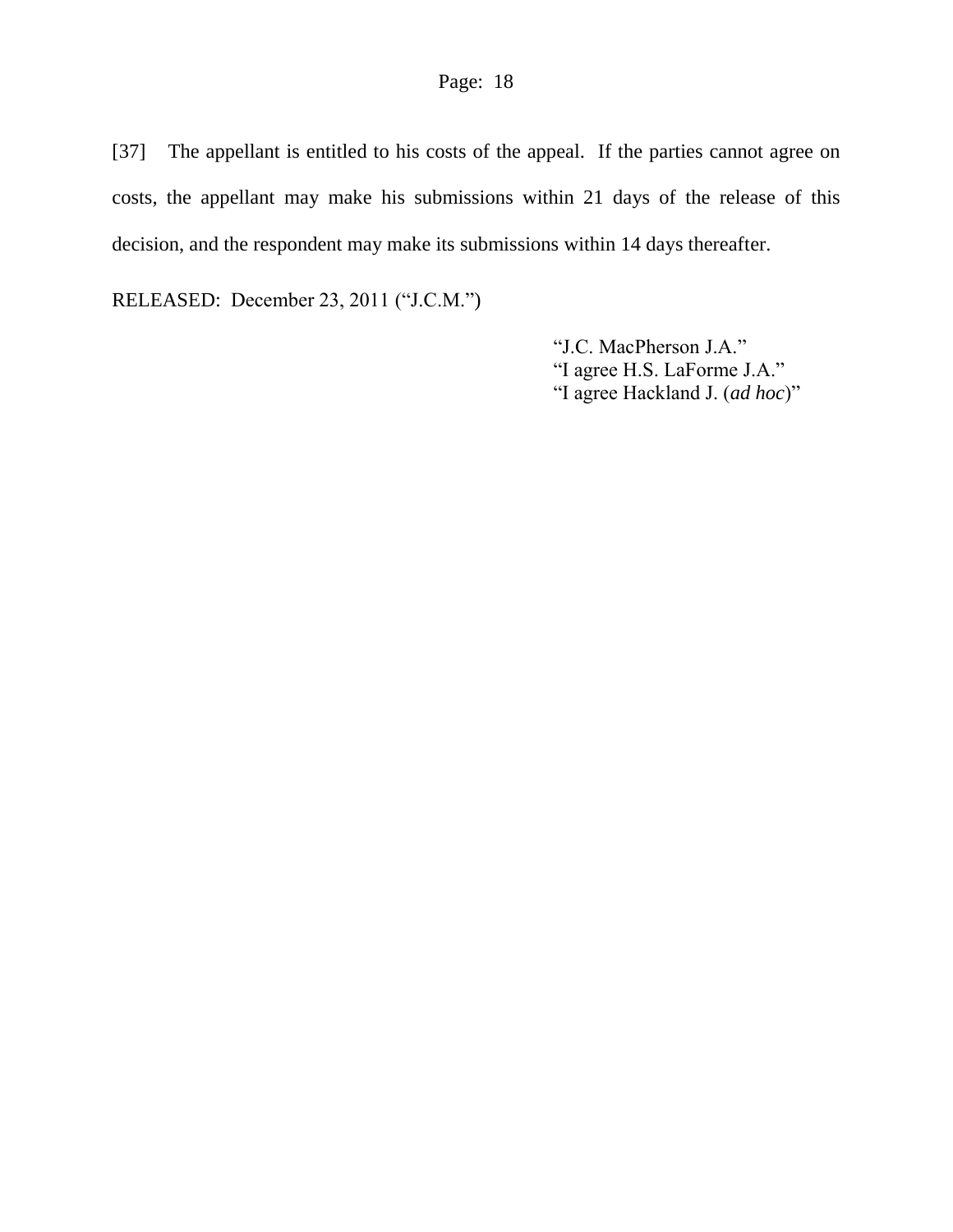[37] The appellant is entitled to his costs of the appeal. If the parties cannot agree on costs, the appellant may make his submissions within 21 days of the release of this decision, and the respondent may make its submissions within 14 days thereafter.

RELEASED: December 23, 2011 ("J.C.M.")

"J.C. MacPherson J.A."
"I agree H.S. LaForme J.A."
"I agree Hackland J. (*ad hoc*)"